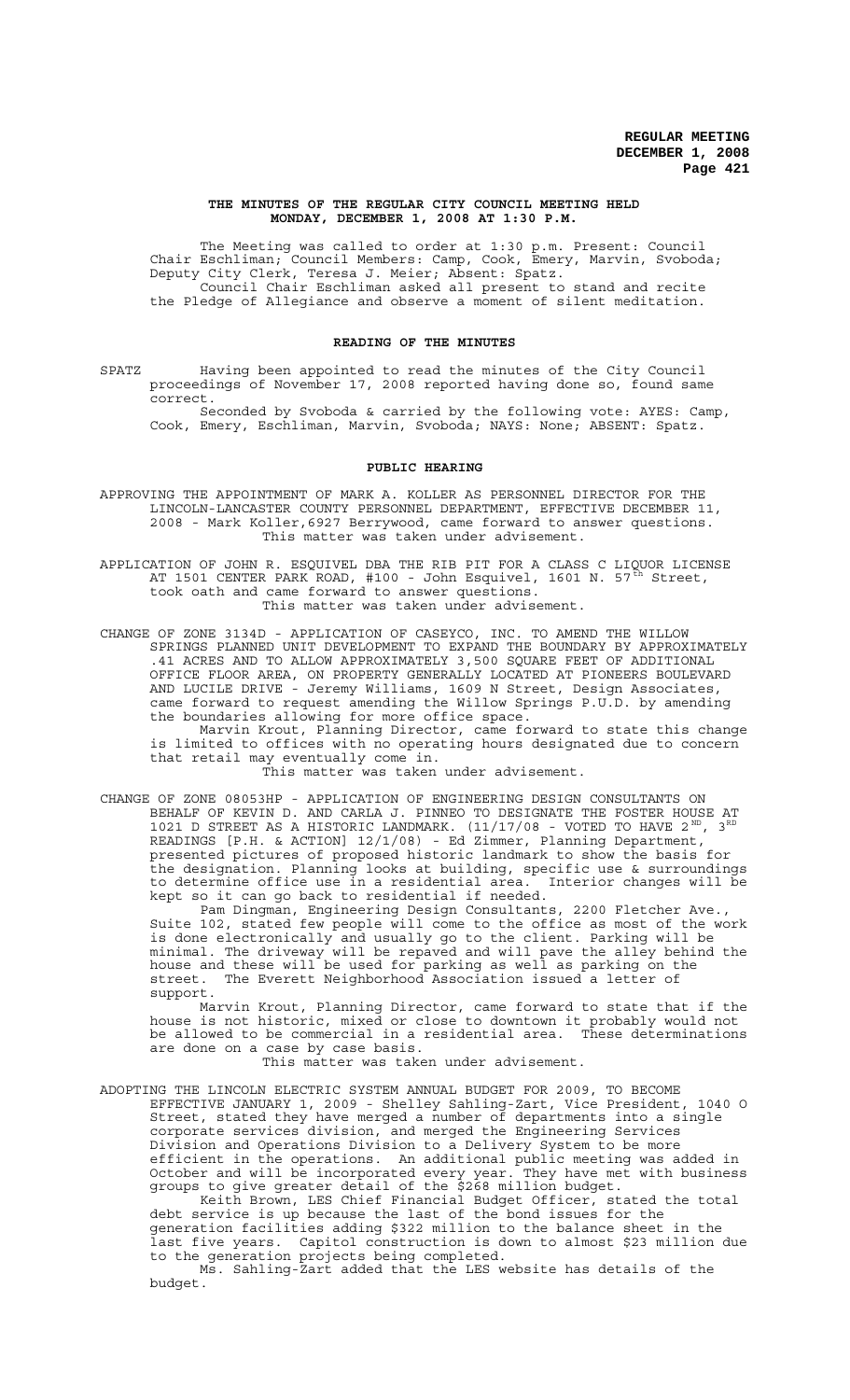**REGULAR MEETING**
**DECEMBER 1, 2008**
**Page 421**

## THE MINUTES OF THE REGULAR CITY COUNCIL MEETING HELD MONDAY, DECEMBER 1, 2008 AT 1:30 P.M.

The Meeting was called to order at 1:30 p.m. Present: Council Chair Eschliman; Council Members: Camp, Cook, Emery, Marvin, Svoboda; Deputy City Clerk, Teresa J. Meier; Absent: Spatz.

Council Chair Eschliman asked all present to stand and recite the Pledge of Allegiance and observe a moment of silent meditation.

## READING OF THE MINUTES

SPATZ Having been appointed to read the minutes of the City Council proceedings of November 17, 2008 reported having done so, found same correct.

Seconded by Svoboda & carried by the following vote: AYES: Camp, Cook, Emery, Eschliman, Marvin, Svoboda; NAYS: None; ABSENT: Spatz.

## PUBLIC HEARING

APPROVING THE APPOINTMENT OF MARK A. KOLLER AS PERSONNEL DIRECTOR FOR THE LINCOLN-LANCASTER COUNTY PERSONNEL DEPARTMENT, EFFECTIVE DECEMBER 11, 2008 - Mark Koller,6927 Berrywood, came forward to answer questions.

This matter was taken under advisement.

APPLICATION OF JOHN R. ESQUIVEL DBA THE RIB PIT FOR A CLASS C LIQUOR LICENSE AT 1501 CENTER PARK ROAD, #100 - John Esquivel, 1601 N. 57th Street, took oath and came forward to answer questions.

This matter was taken under advisement.

CHANGE OF ZONE 3134D - APPLICATION OF CASEYCO, INC. TO AMEND THE WILLOW SPRINGS PLANNED UNIT DEVELOPMENT TO EXPAND THE BOUNDARY BY APPROXIMATELY .41 ACRES AND TO ALLOW APPROXIMATELY 3,500 SQUARE FEET OF ADDITIONAL OFFICE FLOOR AREA, ON PROPERTY GENERALLY LOCATED AT PIONEERS BOULEVARD AND LUCILE DRIVE - Jeremy Williams, 1609 N Street, Design Associates, came forward to request amending the Willow Springs P.U.D. by amending the boundaries allowing for more office space.

Marvin Krout, Planning Director, came forward to state this change is limited to offices with no operating hours designated due to concern that retail may eventually come in.

This matter was taken under advisement.

CHANGE OF ZONE 08053HP - APPLICATION OF ENGINEERING DESIGN CONSULTANTS ON BEHALF OF KEVIN D. AND CARLA J. PINNEO TO DESIGNATE THE FOSTER HOUSE AT 1021 D STREET AS A HISTORIC LANDMARK. (11/17/08 - VOTED TO HAVE 2ND, 3RD READINGS [P.H. & ACTION] 12/1/08) - Ed Zimmer, Planning Department, presented pictures of proposed historic landmark to show the basis for the designation. Planning looks at building, specific use & surroundings to determine office use in a residential area. Interior changes will be kept so it can go back to residential if needed.

Pam Dingman, Engineering Design Consultants, 2200 Fletcher Ave., Suite 102, stated few people will come to the office as most of the work is done electronically and usually go to the client. Parking will be minimal. The driveway will be repaved and will pave the alley behind the house and these will be used for parking as well as parking on the street. The Everett Neighborhood Association issued a letter of support.

Marvin Krout, Planning Director, came forward to state that if the house is not historic, mixed or close to downtown it probably would not be allowed to be commercial in a residential area. These determinations are done on a case by case basis.

This matter was taken under advisement.

ADOPTING THE LINCOLN ELECTRIC SYSTEM ANNUAL BUDGET FOR 2009, TO BECOME EFFECTIVE JANUARY 1, 2009 - Shelley Sahling-Zart, Vice President, 1040 O Street, stated they have merged a number of departments into a single corporate services division, and merged the Engineering Services Division and Operations Division to a Delivery System to be more efficient in the operations. An additional public meeting was added in October and will be incorporated every year. They have met with business groups to give greater detail of the $268 million budget.

Keith Brown, LES Chief Financial Budget Officer, stated the total debt service is up because the last of the bond issues for the generation facilities adding $322 million to the balance sheet in the last five years. Capitol construction is down to almost $23 million due to the generation projects being completed.

Ms. Sahling-Zart added that the LES website has details of the budget.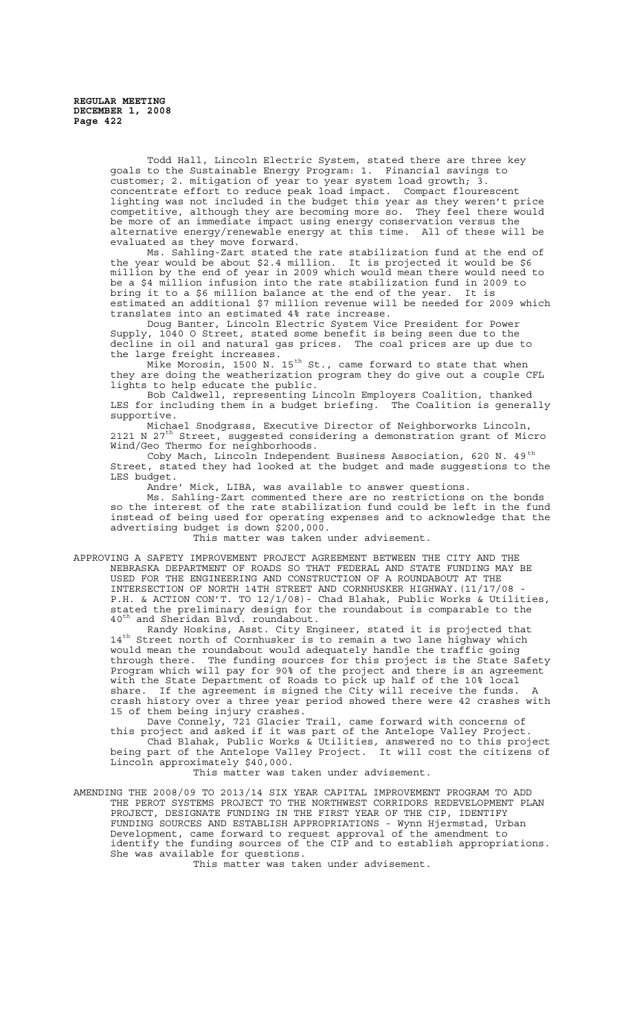Todd Hall, Lincoln Electric System, stated there are three key goals to the Sustainable Energy Program: 1. Financial savings to customer; 2. mitigation of year to year system load growth; 3. concentrate effort to reduce peak load impact. Compact flourescent lighting was not included in the budget this year as they weren't price competitive, although they are becoming more so. They feel there would be more of an immediate impact using energy conservation versus the alternative energy/renewable energy at this time. All of these will be evaluated as they move forward.

Ms. Sahling-Zart stated the rate stabilization fund at the end of the year would be about $2.4 million. It is projected it would be $6 million by the end of year in 2009 which would mean there would need to be a $4 million infusion into the rate stabilization fund in 2009 to bring it to a $6 million balance at the end of the year. It is estimated an additional $7 million revenue will be needed for 2009 which translates into an estimated 4% rate increase.

Doug Banter, Lincoln Electric System Vice President for Power Supply, 1040 O Street, stated some benefit is being seen due to the decline in oil and natural gas prices. The coal prices are up due to the large freight increases.

Mike Morosin, 1500 N. 15th St., came forward to state that when they are doing the weatherization program they do give out a couple CFL lights to help educate the public.

Bob Caldwell, representing Lincoln Employers Coalition, thanked LES for including them in a budget briefing. The Coalition is generally supportive.

Michael Snodgrass, Executive Director of Neighborworks Lincoln, 2121 N 27th Street, suggested considering a demonstration grant of Micro Wind/Geo Thermo for neighborhoods.

Coby Mach, Lincoln Independent Business Association, 620 N. 49th Street, stated they had looked at the budget and made suggestions to the LES budget.

Andre' Mick, LIBA, was available to answer questions.

Ms. Sahling-Zart commented there are no restrictions on the bonds so the interest of the rate stabilization fund could be left in the fund instead of being used for operating expenses and to acknowledge that the advertising budget is down $200,000.

This matter was taken under advisement.

APPROVING A SAFETY IMPROVEMENT PROJECT AGREEMENT BETWEEN THE CITY AND THE NEBRASKA DEPARTMENT OF ROADS SO THAT FEDERAL AND STATE FUNDING MAY BE USED FOR THE ENGINEERING AND CONSTRUCTION OF A ROUNDABOUT AT THE INTERSECTION OF NORTH 14TH STREET AND CORNHUSKER HIGHWAY.(11/17/08 - P.H. & ACTION CON'T. TO 12/1/08)- Chad Blahak, Public Works & Utilities, stated the preliminary design for the roundabout is comparable to the 40th and Sheridan Blvd. roundabout.

Randy Hoskins, Asst. City Engineer, stated it is projected that 14th Street north of Cornhusker is to remain a two lane highway which would mean the roundabout would adequately handle the traffic going through there. The funding sources for this project is the State Safety Program which will pay for 90% of the project and there is an agreement with the State Department of Roads to pick up half of the 10% local share. If the agreement is signed the City will receive the funds. A crash history over a three year period showed there were 42 crashes with 15 of them being injury crashes.

Dave Connely, 721 Glacier Trail, came forward with concerns of this project and asked if it was part of the Antelope Valley Project.

Chad Blahak, Public Works & Utilities, answered no to this project being part of the Antelope Valley Project. It will cost the citizens of Lincoln approximately $40,000.

This matter was taken under advisement.

AMENDING THE 2008/09 TO 2013/14 SIX YEAR CAPITAL IMPROVEMENT PROGRAM TO ADD THE PEROT SYSTEMS PROJECT TO THE NORTHWEST CORRIDORS REDEVELOPMENT PLAN PROJECT, DESIGNATE FUNDING IN THE FIRST YEAR OF THE CIP, IDENTIFY FUNDING SOURCES AND ESTABLISH APPROPRIATIONS - Wynn Hjermstad, Urban Development, came forward to request approval of the amendment to identify the funding sources of the CIP and to establish appropriations. She was available for questions.

This matter was taken under advisement.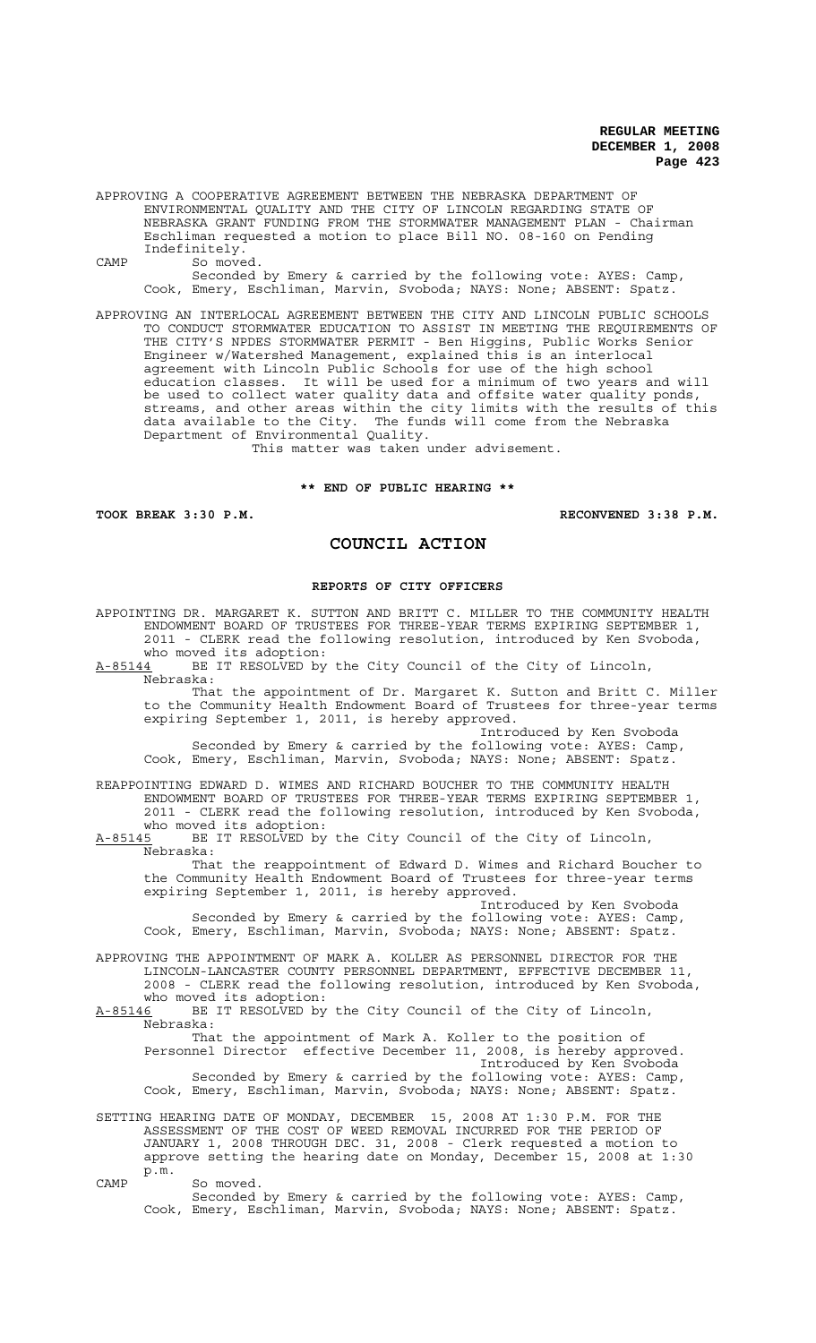APPROVING A COOPERATIVE AGREEMENT BETWEEN THE NEBRASKA DEPARTMENT OF ENVIRONMENTAL QUALITY AND THE CITY OF LINCOLN REGARDING STATE OF NEBRASKA GRANT FUNDING FROM THE STORMWATER MANAGEMENT PLAN - Chairman Eschliman requested a motion to place Bill NO. 08-160 on Pending Indefinitely.

CAMP So moved.

Seconded by Emery & carried by the following vote: AYES: Camp, Cook, Emery, Eschliman, Marvin, Svoboda; NAYS: None; ABSENT: Spatz.

APPROVING AN INTERLOCAL AGREEMENT BETWEEN THE CITY AND LINCOLN PUBLIC SCHOOLS TO CONDUCT STORMWATER EDUCATION TO ASSIST IN MEETING THE REQUIREMENTS OF THE CITY'S NPDES STORMWATER PERMIT - Ben Higgins, Public Works Senior Engineer w/Watershed Management, explained this is an interlocal agreement with Lincoln Public Schools for use of the high school education classes. It will be used for a minimum of two years and will be used to collect water quality data and offsite water quality ponds, streams, and other areas within the city limits with the results of this data available to the City. The funds will come from the Nebraska Department of Environmental Quality.

This matter was taken under advisement.

**\*\* END OF PUBLIC HEARING \*\***

**TOOK BREAK 3:30 P.M. RECONVENED 3:38 P.M.**

# COUNCIL ACTION

## REPORTS OF CITY OFFICERS

APPOINTING DR. MARGARET K. SUTTON AND BRITT C. MILLER TO THE COMMUNITY HEALTH ENDOWMENT BOARD OF TRUSTEES FOR THREE-YEAR TERMS EXPIRING SEPTEMBER 1, 2011 - CLERK read the following resolution, introduced by Ken Svoboda, who moved its adoption:

A-85144 BE IT RESOLVED by the City Council of the City of Lincoln, Nebraska:

That the appointment of Dr. Margaret K. Sutton and Britt C. Miller to the Community Health Endowment Board of Trustees for three-year terms expiring September 1, 2011, is hereby approved.

Introduced by Ken Svoboda

Seconded by Emery & carried by the following vote: AYES: Camp, Cook, Emery, Eschliman, Marvin, Svoboda; NAYS: None; ABSENT: Spatz.

REAPPOINTING EDWARD D. WIMES AND RICHARD BOUCHER TO THE COMMUNITY HEALTH ENDOWMENT BOARD OF TRUSTEES FOR THREE-YEAR TERMS EXPIRING SEPTEMBER 1, 2011 - CLERK read the following resolution, introduced by Ken Svoboda, who moved its adoption:

A-85145 BE IT RESOLVED by the City Council of the City of Lincoln, Nebraska:

That the reappointment of Edward D. Wimes and Richard Boucher to the Community Health Endowment Board of Trustees for three-year terms expiring September 1, 2011, is hereby approved.

Introduced by Ken Svoboda

Seconded by Emery & carried by the following vote: AYES: Camp, Cook, Emery, Eschliman, Marvin, Svoboda; NAYS: None; ABSENT: Spatz.

APPROVING THE APPOINTMENT OF MARK A. KOLLER AS PERSONNEL DIRECTOR FOR THE LINCOLN-LANCASTER COUNTY PERSONNEL DEPARTMENT, EFFECTIVE DECEMBER 11, 2008 - CLERK read the following resolution, introduced by Ken Svoboda, who moved its adoption:

A-85146 BE IT RESOLVED by the City Council of the City of Lincoln, Nebraska:

That the appointment of Mark A. Koller to the position of Personnel Director effective December 11, 2008, is hereby approved.

Introduced by Ken Svoboda

Seconded by Emery & carried by the following vote: AYES: Camp, Cook, Emery, Eschliman, Marvin, Svoboda; NAYS: None; ABSENT: Spatz.

SETTING HEARING DATE OF MONDAY, DECEMBER 15, 2008 AT 1:30 P.M. FOR THE ASSESSMENT OF THE COST OF WEED REMOVAL INCURRED FOR THE PERIOD OF JANUARY 1, 2008 THROUGH DEC. 31, 2008 - Clerk requested a motion to approve setting the hearing date on Monday, December 15, 2008 at 1:30 p.m.

CAMP So moved.

Seconded by Emery & carried by the following vote: AYES: Camp, Cook, Emery, Eschliman, Marvin, Svoboda; NAYS: None; ABSENT: Spatz.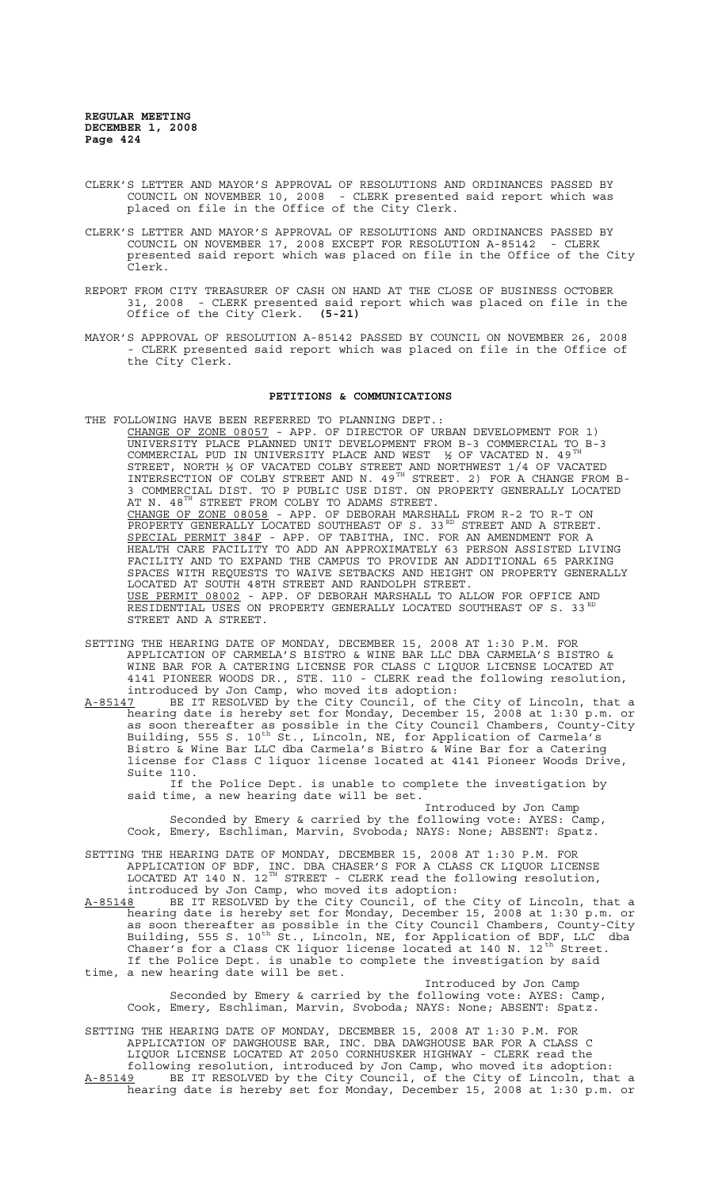CLERK'S LETTER AND MAYOR'S APPROVAL OF RESOLUTIONS AND ORDINANCES PASSED BY COUNCIL ON NOVEMBER 10, 2008 - CLERK presented said report which was placed on file in the Office of the City Clerk.

CLERK'S LETTER AND MAYOR'S APPROVAL OF RESOLUTIONS AND ORDINANCES PASSED BY COUNCIL ON NOVEMBER 17, 2008 EXCEPT FOR RESOLUTION A-85142 - CLERK presented said report which was placed on file in the Office of the City Clerk.

REPORT FROM CITY TREASURER OF CASH ON HAND AT THE CLOSE OF BUSINESS OCTOBER 31, 2008 - CLERK presented said report which was placed on file in the Office of the City Clerk. **(5-21)**

MAYOR'S APPROVAL OF RESOLUTION A-85142 PASSED BY COUNCIL ON NOVEMBER 26, 2008 - CLERK presented said report which was placed on file in the Office of the City Clerk.

**PETITIONS & COMMUNICATIONS**

THE FOLLOWING HAVE BEEN REFERRED TO PLANNING DEPT.:

CHANGE OF ZONE 08057 - APP. OF DIRECTOR OF URBAN DEVELOPMENT FOR 1) UNIVERSITY PLACE PLANNED UNIT DEVELOPMENT FROM B-3 COMMERCIAL TO B-3 COMMERCIAL PUD IN UNIVERSITY PLACE AND WEST ½ OF VACATED N. 49TH STREET, NORTH ½ OF VACATED COLBY STREET AND NORTHWEST 1/4 OF VACATED INTERSECTION OF COLBY STREET AND N. 49TH STREET. 2) FOR A CHANGE FROM B-3 COMMERCIAL DIST. TO P PUBLIC USE DIST. ON PROPERTY GENERALLY LOCATED AT N. 48TH STREET FROM COLBY TO ADAMS STREET.

CHANGE OF ZONE 08058 - APP. OF DEBORAH MARSHALL FROM R-2 TO R-T ON PROPERTY GENERALLY LOCATED SOUTHEAST OF S. 33RD STREET AND A STREET.

SPECIAL PERMIT 384F - APP. OF TABITHA, INC. FOR AN AMENDMENT FOR A HEALTH CARE FACILITY TO ADD AN APPROXIMATELY 63 PERSON ASSISTED LIVING FACILITY AND TO EXPAND THE CAMPUS TO PROVIDE AN ADDITIONAL 65 PARKING SPACES WITH REQUESTS TO WAIVE SETBACKS AND HEIGHT ON PROPERTY GENERALLY LOCATED AT SOUTH 48TH STREET AND RANDOLPH STREET.

USE PERMIT 08002 - APP. OF DEBORAH MARSHALL TO ALLOW FOR OFFICE AND RESIDENTIAL USES ON PROPERTY GENERALLY LOCATED SOUTHEAST OF S. 33RD STREET AND A STREET.

SETTING THE HEARING DATE OF MONDAY, DECEMBER 15, 2008 AT 1:30 P.M. FOR APPLICATION OF CARMELA'S BISTRO & WINE BAR LLC DBA CARMELA'S BISTRO & WINE BAR FOR A CATERING LICENSE FOR CLASS C LIQUOR LICENSE LOCATED AT 4141 PIONEER WOODS DR., STE. 110 - CLERK read the following resolution, introduced by Jon Camp, who moved its adoption:

A-85147 BE IT RESOLVED by the City Council, of the City of Lincoln, that a hearing date is hereby set for Monday, December 15, 2008 at 1:30 p.m. or as soon thereafter as possible in the City Council Chambers, County-City Building, 555 S. 10th St., Lincoln, NE, for Application of Carmela's Bistro & Wine Bar LLC dba Carmela's Bistro & Wine Bar for a Catering license for Class C liquor license located at 4141 Pioneer Woods Drive, Suite 110.

If the Police Dept. is unable to complete the investigation by said time, a new hearing date will be set.

Introduced by Jon Camp

Seconded by Emery & carried by the following vote: AYES: Camp, Cook, Emery, Eschliman, Marvin, Svoboda; NAYS: None; ABSENT: Spatz.

SETTING THE HEARING DATE OF MONDAY, DECEMBER 15, 2008 AT 1:30 P.M. FOR APPLICATION OF BDF, INC. DBA CHASER'S FOR A CLASS CK LIQUOR LICENSE LOCATED AT 140 N. 12TH STREET - CLERK read the following resolution, introduced by Jon Camp, who moved its adoption:

A-85148 BE IT RESOLVED by the City Council, of the City of Lincoln, that a hearing date is hereby set for Monday, December 15, 2008 at 1:30 p.m. or as soon thereafter as possible in the City Council Chambers, County-City Building, 555 S. 10th St., Lincoln, NE, for Application of BDF, LLC dba Chaser's for a Class CK liquor license located at 140 N. 12th Street.

If the Police Dept. is unable to complete the investigation by said time, a new hearing date will be set.

Introduced by Jon Camp

Seconded by Emery & carried by the following vote: AYES: Camp, Cook, Emery, Eschliman, Marvin, Svoboda; NAYS: None; ABSENT: Spatz.

SETTING THE HEARING DATE OF MONDAY, DECEMBER 15, 2008 AT 1:30 P.M. FOR APPLICATION OF DAWGHOUSE BAR, INC. DBA DAWGHOUSE BAR FOR A CLASS C LIQUOR LICENSE LOCATED AT 2050 CORNHUSKER HIGHWAY - CLERK read the following resolution, introduced by Jon Camp, who moved its adoption:

A-85149 BE IT RESOLVED by the City Council, of the City of Lincoln, that a hearing date is hereby set for Monday, December 15, 2008 at 1:30 p.m. or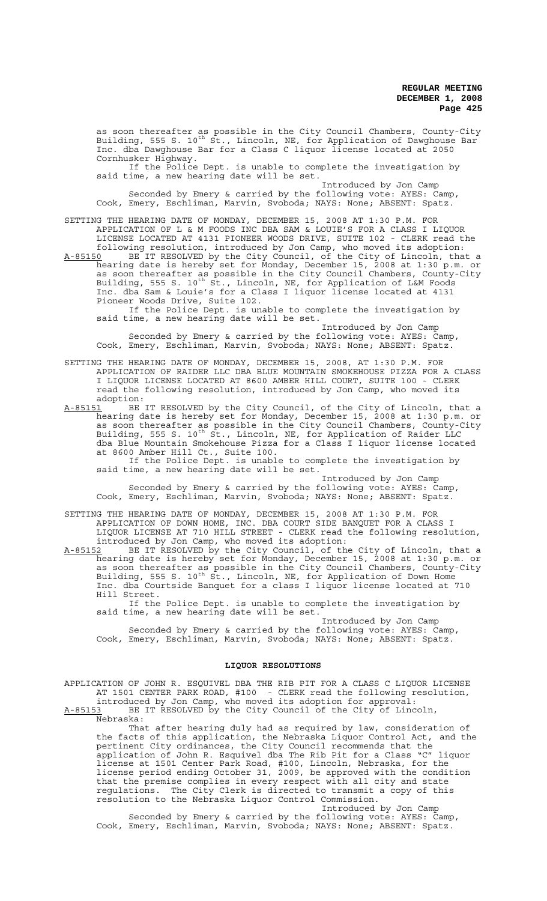as soon thereafter as possible in the City Council Chambers, County-City Building, 555 S. 10th St., Lincoln, NE, for Application of Dawghouse Bar Inc. dba Dawghouse Bar for a Class C liquor license located at 2050 Cornhusker Highway.

If the Police Dept. is unable to complete the investigation by said time, a new hearing date will be set.

Introduced by Jon Camp

Seconded by Emery & carried by the following vote: AYES: Camp, Cook, Emery, Eschliman, Marvin, Svoboda; NAYS: None; ABSENT: Spatz.

SETTING THE HEARING DATE OF MONDAY, DECEMBER 15, 2008 AT 1:30 P.M. FOR APPLICATION OF L & M FOODS INC DBA SAM & LOUIE'S FOR A CLASS I LIQUOR LICENSE LOCATED AT 4131 PIONEER WOODS DRIVE, SUITE 102 - CLERK read the following resolution, introduced by Jon Camp, who moved its adoption:

A-85150 BE IT RESOLVED by the City Council, of the City of Lincoln, that a hearing date is hereby set for Monday, December 15, 2008 at 1:30 p.m. or as soon thereafter as possible in the City Council Chambers, County-City Building, 555 S. 10th St., Lincoln, NE, for Application of L&M Foods Inc. dba Sam & Louie's for a Class I liquor license located at 4131 Pioneer Woods Drive, Suite 102.

If the Police Dept. is unable to complete the investigation by said time, a new hearing date will be set.

Introduced by Jon Camp

Seconded by Emery & carried by the following vote: AYES: Camp, Cook, Emery, Eschliman, Marvin, Svoboda; NAYS: None; ABSENT: Spatz.

SETTING THE HEARING DATE OF MONDAY, DECEMBER 15, 2008, AT 1:30 P.M. FOR APPLICATION OF RAIDER LLC DBA BLUE MOUNTAIN SMOKEHOUSE PIZZA FOR A CLASS I LIQUOR LICENSE LOCATED AT 8600 AMBER HILL COURT, SUITE 100 - CLERK read the following resolution, introduced by Jon Camp, who moved its adoption:

A-85151 BE IT RESOLVED by the City Council, of the City of Lincoln, that a hearing date is hereby set for Monday, December 15, 2008 at 1:30 p.m. or as soon thereafter as possible in the City Council Chambers, County-City Building, 555 S. 10th St., Lincoln, NE, for Application of Raider LLC dba Blue Mountain Smokehouse Pizza for a Class I liquor license located at 8600 Amber Hill Ct., Suite 100.

If the Police Dept. is unable to complete the investigation by said time, a new hearing date will be set.

Introduced by Jon Camp

Seconded by Emery & carried by the following vote: AYES: Camp, Cook, Emery, Eschliman, Marvin, Svoboda; NAYS: None; ABSENT: Spatz.

SETTING THE HEARING DATE OF MONDAY, DECEMBER 15, 2008 AT 1:30 P.M. FOR APPLICATION OF DOWN HOME, INC. DBA COURT SIDE BANQUET FOR A CLASS I LIQUOR LICENSE AT 710 HILL STREET - CLERK read the following resolution, introduced by Jon Camp, who moved its adoption:

A-85152 BE IT RESOLVED by the City Council, of the City of Lincoln, that a hearing date is hereby set for Monday, December 15, 2008 at 1:30 p.m. or as soon thereafter as possible in the City Council Chambers, County-City Building, 555 S. 10th St., Lincoln, NE, for Application of Down Home Inc. dba Courtside Banquet for a class I liquor license located at 710 Hill Street.

If the Police Dept. is unable to complete the investigation by said time, a new hearing date will be set.

Introduced by Jon Camp

Seconded by Emery & carried by the following vote: AYES: Camp, Cook, Emery, Eschliman, Marvin, Svoboda; NAYS: None; ABSENT: Spatz.

## LIQUOR RESOLUTIONS

APPLICATION OF JOHN R. ESQUIVEL DBA THE RIB PIT FOR A CLASS C LIQUOR LICENSE AT 1501 CENTER PARK ROAD, #100 - CLERK read the following resolution, introduced by Jon Camp, who moved its adoption for approval:

A-85153 BE IT RESOLVED by the City Council of the City of Lincoln, Nebraska:

That after hearing duly had as required by law, consideration of the facts of this application, the Nebraska Liquor Control Act, and the pertinent City ordinances, the City Council recommends that the application of John R. Esquivel dba The Rib Pit for a Class "C" liquor license at 1501 Center Park Road, #100, Lincoln, Nebraska, for the license period ending October 31, 2009, be approved with the condition that the premise complies in every respect with all city and state regulations. The City Clerk is directed to transmit a copy of this resolution to the Nebraska Liquor Control Commission.

Introduced by Jon Camp

Seconded by Emery & carried by the following vote: AYES: Camp, Cook, Emery, Eschliman, Marvin, Svoboda; NAYS: None; ABSENT: Spatz.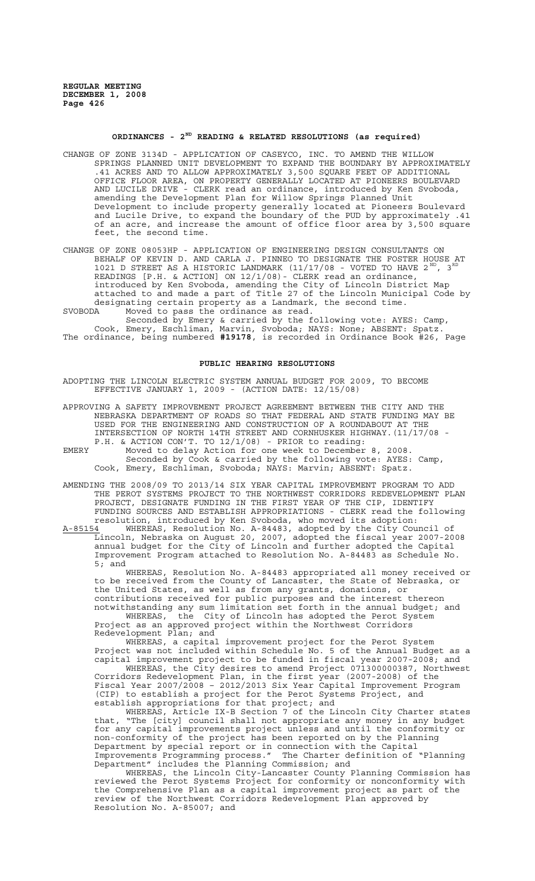## ORDINANCES - 2[ND] READING & RELATED RESOLUTIONS (as required)

CHANGE OF ZONE 3134D - APPLICATION OF CASEYCO, INC. TO AMEND THE WILLOW SPRINGS PLANNED UNIT DEVELOPMENT TO EXPAND THE BOUNDARY BY APPROXIMATELY .41 ACRES AND TO ALLOW APPROXIMATELY 3,500 SQUARE FEET OF ADDITIONAL OFFICE FLOOR AREA, ON PROPERTY GENERALLY LOCATED AT PIONEERS BOULEVARD AND LUCILE DRIVE - CLERK read an ordinance, introduced by Ken Svoboda, amending the Development Plan for Willow Springs Planned Unit Development to include property generally located at Pioneers Boulevard and Lucile Drive, to expand the boundary of the PUD by approximately .41 of an acre, and increase the amount of office floor area by 3,500 square feet, the second time.

CHANGE OF ZONE 08053HP - APPLICATION OF ENGINEERING DESIGN CONSULTANTS ON BEHALF OF KEVIN D. AND CARLA J. PINNEO TO DESIGNATE THE FOSTER HOUSE AT 1021 D STREET AS A HISTORIC LANDMARK (11/17/08 - VOTED TO HAVE 2[ND], 3[RD] READINGS [P.H. & ACTION] ON 12/1/08)- CLERK read an ordinance, introduced by Ken Svoboda, amending the City of Lincoln District Map attached to and made a part of Title 27 of the Lincoln Municipal Code by designating certain property as a Landmark, the second time.

SVOBODA Moved to pass the ordinance as read.

Seconded by Emery & carried by the following vote: AYES: Camp, Cook, Emery, Eschliman, Marvin, Svoboda; NAYS: None; ABSENT: Spatz.

The ordinance, being numbered **#19178**, is recorded in Ordinance Book #26, Page

## PUBLIC HEARING RESOLUTIONS

ADOPTING THE LINCOLN ELECTRIC SYSTEM ANNUAL BUDGET FOR 2009, TO BECOME EFFECTIVE JANUARY 1, 2009 - (ACTION DATE: 12/15/08)

APPROVING A SAFETY IMPROVEMENT PROJECT AGREEMENT BETWEEN THE CITY AND THE NEBRASKA DEPARTMENT OF ROADS SO THAT FEDERAL AND STATE FUNDING MAY BE USED FOR THE ENGINEERING AND CONSTRUCTION OF A ROUNDABOUT AT THE INTERSECTION OF NORTH 14TH STREET AND CORNHUSKER HIGHWAY.(11/17/08 - P.H. & ACTION CON'T. TO 12/1/08) - PRIOR to reading:

EMERY Moved to delay Action for one week to December 8, 2008.

Seconded by Cook & carried by the following vote: AYES: Camp, Cook, Emery, Eschliman, Svoboda; NAYS: Marvin; ABSENT: Spatz.

AMENDING THE 2008/09 TO 2013/14 SIX YEAR CAPITAL IMPROVEMENT PROGRAM TO ADD THE PEROT SYSTEMS PROJECT TO THE NORTHWEST CORRIDORS REDEVELOPMENT PLAN PROJECT, DESIGNATE FUNDING IN THE FIRST YEAR OF THE CIP, IDENTIFY FUNDING SOURCES AND ESTABLISH APPROPRIATIONS - CLERK read the following resolution, introduced by Ken Svoboda, who moved its adoption:

A-85154 WHEREAS, Resolution No. A-84483, adopted by the City Council of Lincoln, Nebraska on August 20, 2007, adopted the fiscal year 2007-2008 annual budget for the City of Lincoln and further adopted the Capital Improvement Program attached to Resolution No. A-84483 as Schedule No. 5; and

WHEREAS, Resolution No. A-84483 appropriated all money received or to be received from the County of Lancaster, the State of Nebraska, or the United States, as well as from any grants, donations, or contributions received for public purposes and the interest thereon notwithstanding any sum limitation set forth in the annual budget; and

WHEREAS, the City of Lincoln has adopted the Perot System Project as an approved project within the Northwest Corridors Redevelopment Plan; and

WHEREAS, a capital improvement project for the Perot System Project was not included within Schedule No. 5 of the Annual Budget as a capital improvement project to be funded in fiscal year 2007-2008; and

WHEREAS, the City desires to amend Project 071300000387, Northwest Corridors Redevelopment Plan, in the first year (2007-2008) of the Fiscal Year 2007/2008 – 2012/2013 Six Year Capital Improvement Program (CIP) to establish a project for the Perot Systems Project, and establish appropriations for that project; and

WHEREAS, Article IX-B Section 7 of the Lincoln City Charter states that, "The [city] council shall not appropriate any money in any budget for any capital improvements project unless and until the conformity or non-conformity of the project has been reported on by the Planning Department by special report or in connection with the Capital Improvements Programming process." The Charter definition of "Planning Department" includes the Planning Commission; and

WHEREAS, the Lincoln City-Lancaster County Planning Commission has reviewed the Perot Systems Project for conformity or nonconformity with the Comprehensive Plan as a capital improvement project as part of the review of the Northwest Corridors Redevelopment Plan approved by Resolution No. A-85007; and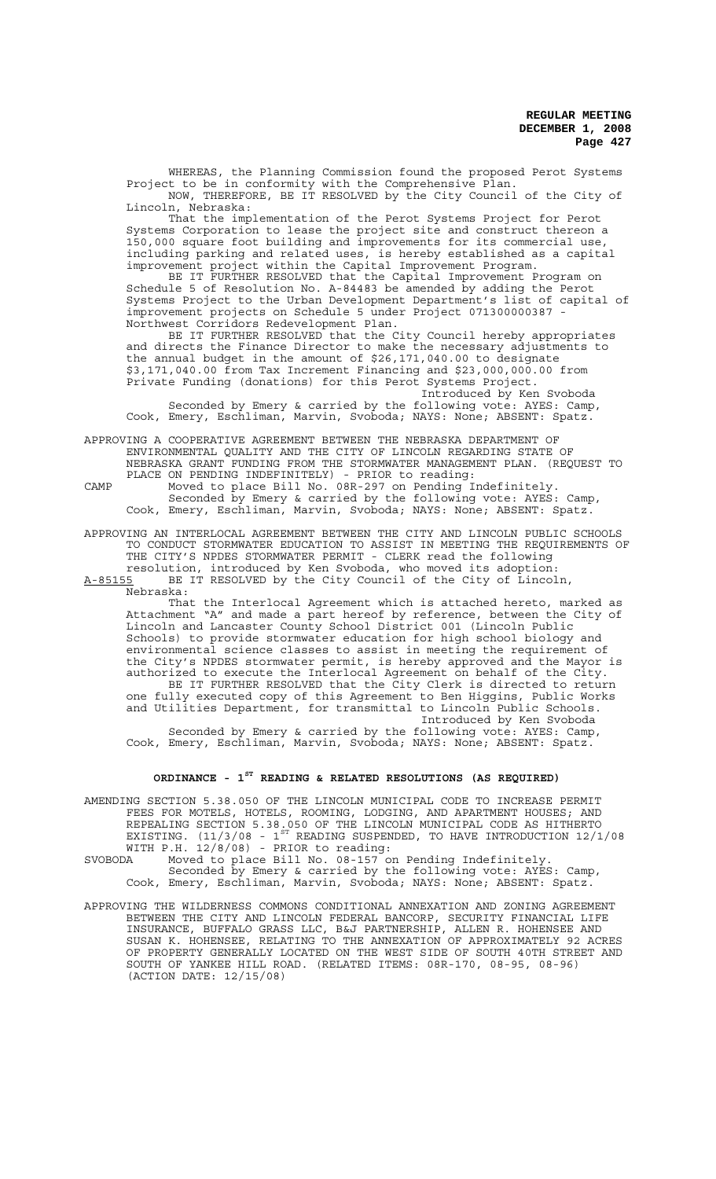WHEREAS, the Planning Commission found the proposed Perot Systems Project to be in conformity with the Comprehensive Plan.

NOW, THEREFORE, BE IT RESOLVED by the City Council of the City of Lincoln, Nebraska:

That the implementation of the Perot Systems Project for Perot Systems Corporation to lease the project site and construct thereon a 150,000 square foot building and improvements for its commercial use, including parking and related uses, is hereby established as a capital improvement project within the Capital Improvement Program.

BE IT FURTHER RESOLVED that the Capital Improvement Program on Schedule 5 of Resolution No. A-84483 be amended by adding the Perot Systems Project to the Urban Development Department's list of capital of improvement projects on Schedule 5 under Project 071300000387 - Northwest Corridors Redevelopment Plan.

BE IT FURTHER RESOLVED that the City Council hereby appropriates and directs the Finance Director to make the necessary adjustments to the annual budget in the amount of $26,171,040.00 to designate $3,171,040.00 from Tax Increment Financing and $23,000,000.00 from Private Funding (donations) for this Perot Systems Project.

Introduced by Ken Svoboda

Seconded by Emery & carried by the following vote: AYES: Camp, Cook, Emery, Eschliman, Marvin, Svoboda; NAYS: None; ABSENT: Spatz.

APPROVING A COOPERATIVE AGREEMENT BETWEEN THE NEBRASKA DEPARTMENT OF ENVIRONMENTAL QUALITY AND THE CITY OF LINCOLN REGARDING STATE OF NEBRASKA GRANT FUNDING FROM THE STORMWATER MANAGEMENT PLAN. (REQUEST TO PLACE ON PENDING INDEFINITELY) - PRIOR to reading:

CAMP Moved to place Bill No. 08R-297 on Pending Indefinitely.

Seconded by Emery & carried by the following vote: AYES: Camp, Cook, Emery, Eschliman, Marvin, Svoboda; NAYS: None; ABSENT: Spatz.

APPROVING AN INTERLOCAL AGREEMENT BETWEEN THE CITY AND LINCOLN PUBLIC SCHOOLS TO CONDUCT STORMWATER EDUCATION TO ASSIST IN MEETING THE REQUIREMENTS OF THE CITY'S NPDES STORMWATER PERMIT - CLERK read the following resolution, introduced by Ken Svoboda, who moved its adoption:

A-85155 BE IT RESOLVED by the City Council of the City of Lincoln, Nebraska:

That the Interlocal Agreement which is attached hereto, marked as Attachment "A" and made a part hereof by reference, between the City of Lincoln and Lancaster County School District 001 (Lincoln Public Schools) to provide stormwater education for high school biology and environmental science classes to assist in meeting the requirement of the City's NPDES stormwater permit, is hereby approved and the Mayor is authorized to execute the Interlocal Agreement on behalf of the City.

BE IT FURTHER RESOLVED that the City Clerk is directed to return one fully executed copy of this Agreement to Ben Higgins, Public Works and Utilities Department, for transmittal to Lincoln Public Schools.

Introduced by Ken Svoboda

Seconded by Emery & carried by the following vote: AYES: Camp, Cook, Emery, Eschliman, Marvin, Svoboda; NAYS: None; ABSENT: Spatz.

## ORDINANCE - 1ST READING & RELATED RESOLUTIONS (AS REQUIRED)

AMENDING SECTION 5.38.050 OF THE LINCOLN MUNICIPAL CODE TO INCREASE PERMIT FEES FOR MOTELS, HOTELS, ROOMING, LODGING, AND APARTMENT HOUSES; AND REPEALING SECTION 5.38.050 OF THE LINCOLN MUNICIPAL CODE AS HITHERTO EXISTING. (11/3/08 - 1ST READING SUSPENDED, TO HAVE INTRODUCTION 12/1/08 WITH P.H. 12/8/08) - PRIOR to reading:

SVOBODA Moved to place Bill No. 08-157 on Pending Indefinitely.

Seconded by Emery & carried by the following vote: AYES: Camp, Cook, Emery, Eschliman, Marvin, Svoboda; NAYS: None; ABSENT: Spatz.

APPROVING THE WILDERNESS COMMONS CONDITIONAL ANNEXATION AND ZONING AGREEMENT BETWEEN THE CITY AND LINCOLN FEDERAL BANCORP, SECURITY FINANCIAL LIFE INSURANCE, BUFFALO GRASS LLC, B&J PARTNERSHIP, ALLEN R. HOHENSEE AND SUSAN K. HOHENSEE, RELATING TO THE ANNEXATION OF APPROXIMATELY 92 ACRES OF PROPERTY GENERALLY LOCATED ON THE WEST SIDE OF SOUTH 40TH STREET AND SOUTH OF YANKEE HILL ROAD. (RELATED ITEMS: 08R-170, 08-95, 08-96) (ACTION DATE: 12/15/08)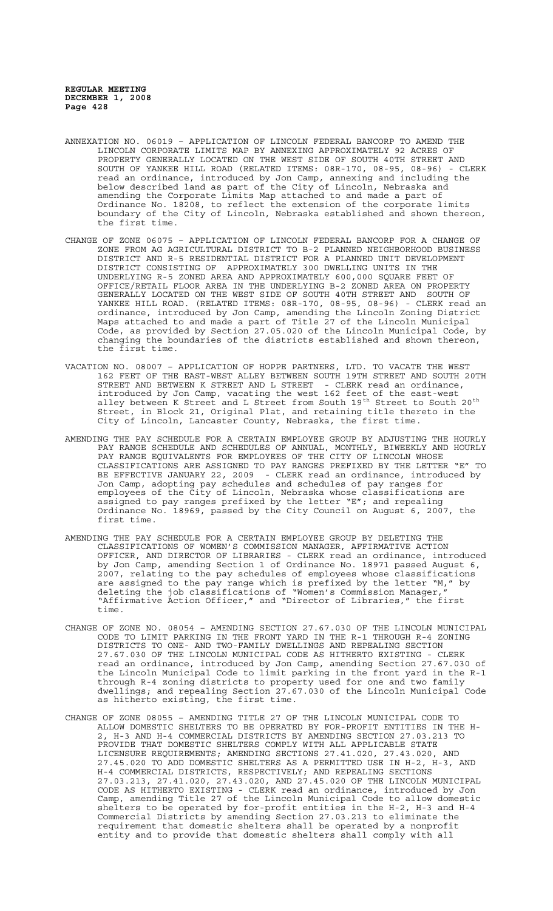ANNEXATION NO. 06019 – APPLICATION OF LINCOLN FEDERAL BANCORP TO AMEND THE LINCOLN CORPORATE LIMITS MAP BY ANNEXING APPROXIMATELY 92 ACRES OF PROPERTY GENERALLY LOCATED ON THE WEST SIDE OF SOUTH 40TH STREET AND SOUTH OF YANKEE HILL ROAD (RELATED ITEMS: 08R-170, 08-95, 08-96) - CLERK read an ordinance, introduced by Jon Camp, annexing and including the below described land as part of the City of Lincoln, Nebraska and amending the Corporate Limits Map attached to and made a part of Ordinance No. 18208, to reflect the extension of the corporate limits boundary of the City of Lincoln, Nebraska established and shown thereon, the first time.

CHANGE OF ZONE 06075 – APPLICATION OF LINCOLN FEDERAL BANCORP FOR A CHANGE OF ZONE FROM AG AGRICULTURAL DISTRICT TO B-2 PLANNED NEIGHBORHOOD BUSINESS DISTRICT AND R-5 RESIDENTIAL DISTRICT FOR A PLANNED UNIT DEVELOPMENT DISTRICT CONSISTING OF APPROXIMATELY 300 DWELLING UNITS IN THE UNDERLYING R-5 ZONED AREA AND APPROXIMATELY 600,000 SQUARE FEET OF OFFICE/RETAIL FLOOR AREA IN THE UNDERLYING B-2 ZONED AREA ON PROPERTY GENERALLY LOCATED ON THE WEST SIDE OF SOUTH 40TH STREET AND SOUTH OF YANKEE HILL ROAD. (RELATED ITEMS: 08R-170, 08-95, 08-96) - CLERK read an ordinance, introduced by Jon Camp, amending the Lincoln Zoning District Maps attached to and made a part of Title 27 of the Lincoln Municipal Code, as provided by Section 27.05.020 of the Lincoln Municipal Code, by changing the boundaries of the districts established and shown thereon, the first time.

VACATION NO. 08007 – APPLICATION OF HOPPE PARTNERS, LTD. TO VACATE THE WEST 162 FEET OF THE EAST-WEST ALLEY BETWEEN SOUTH 19TH STREET AND SOUTH 20TH STREET AND BETWEEN K STREET AND L STREET - CLERK read an ordinance, introduced by Jon Camp, vacating the west 162 feet of the east-west alley between K Street and L Street from South 19th Street to South 20th Street, in Block 21, Original Plat, and retaining title thereto in the City of Lincoln, Lancaster County, Nebraska, the first time.

AMENDING THE PAY SCHEDULE FOR A CERTAIN EMPLOYEE GROUP BY ADJUSTING THE HOURLY PAY RANGE SCHEDULE AND SCHEDULES OF ANNUAL, MONTHLY, BIWEEKLY AND HOURLY PAY RANGE EQUIVALENTS FOR EMPLOYEES OF THE CITY OF LINCOLN WHOSE CLASSIFICATIONS ARE ASSIGNED TO PAY RANGES PREFIXED BY THE LETTER "E" TO BE EFFECTIVE JANUARY 22, 2009 - CLERK read an ordinance, introduced by Jon Camp, adopting pay schedules and schedules of pay ranges for employees of the City of Lincoln, Nebraska whose classifications are assigned to pay ranges prefixed by the letter "E"; and repealing Ordinance No. 18969, passed by the City Council on August 6, 2007, the first time.

AMENDING THE PAY SCHEDULE FOR A CERTAIN EMPLOYEE GROUP BY DELETING THE CLASSIFICATIONS OF WOMEN'S COMMISSION MANAGER, AFFIRMATIVE ACTION OFFICER, AND DIRECTOR OF LIBRARIES - CLERK read an ordinance, introduced by Jon Camp, amending Section 1 of Ordinance No. 18971 passed August 6, 2007, relating to the pay schedules of employees whose classifications are assigned to the pay range which is prefixed by the letter "M," by deleting the job classifications of "Women's Commission Manager," "Affirmative Action Officer," and "Director of Libraries," the first time.

CHANGE OF ZONE NO. 08054 – AMENDING SECTION 27.67.030 OF THE LINCOLN MUNICIPAL CODE TO LIMIT PARKING IN THE FRONT YARD IN THE R-1 THROUGH R-4 ZONING DISTRICTS TO ONE- AND TWO-FAMILY DWELLINGS AND REPEALING SECTION 27.67.030 OF THE LINCOLN MUNICIPAL CODE AS HITHERTO EXISTING - CLERK read an ordinance, introduced by Jon Camp, amending Section 27.67.030 of the Lincoln Municipal Code to limit parking in the front yard in the R-1 through R-4 zoning districts to property used for one and two family dwellings; and repealing Section 27.67.030 of the Lincoln Municipal Code as hitherto existing, the first time.

CHANGE OF ZONE 08055 – AMENDING TITLE 27 OF THE LINCOLN MUNICIPAL CODE TO ALLOW DOMESTIC SHELTERS TO BE OPERATED BY FOR-PROFIT ENTITIES IN THE H-2, H-3 AND H-4 COMMERCIAL DISTRICTS BY AMENDING SECTION 27.03.213 TO PROVIDE THAT DOMESTIC SHELTERS COMPLY WITH ALL APPLICABLE STATE LICENSURE REQUIREMENTS; AMENDING SECTIONS 27.41.020, 27.43.020, AND 27.45.020 TO ADD DOMESTIC SHELTERS AS A PERMITTED USE IN H-2, H-3, AND H-4 COMMERCIAL DISTRICTS, RESPECTIVELY; AND REPEALING SECTIONS 27.03.213, 27.41.020, 27.43.020, AND 27.45.020 OF THE LINCOLN MUNICIPAL CODE AS HITHERTO EXISTING - CLERK read an ordinance, introduced by Jon Camp, amending Title 27 of the Lincoln Municipal Code to allow domestic shelters to be operated by for-profit entities in the H-2, H-3 and H-4 Commercial Districts by amending Section 27.03.213 to eliminate the requirement that domestic shelters shall be operated by a nonprofit entity and to provide that domestic shelters shall comply with all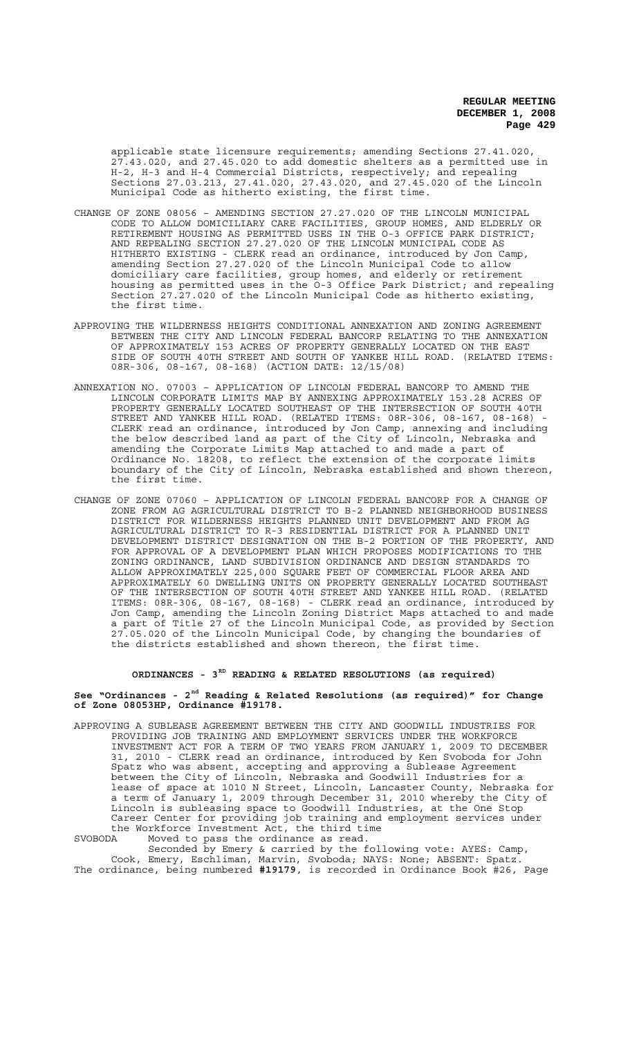applicable state licensure requirements; amending Sections 27.41.020, 27.43.020, and 27.45.020 to add domestic shelters as a permitted use in H-2, H-3 and H-4 Commercial Districts, respectively; and repealing Sections 27.03.213, 27.41.020, 27.43.020, and 27.45.020 of the Lincoln Municipal Code as hitherto existing, the first time.

CHANGE OF ZONE 08056 – AMENDING SECTION 27.27.020 OF THE LINCOLN MUNICIPAL CODE TO ALLOW DOMICILIARY CARE FACILITIES, GROUP HOMES, AND ELDERLY OR RETIREMENT HOUSING AS PERMITTED USES IN THE O-3 OFFICE PARK DISTRICT; AND REPEALING SECTION 27.27.020 OF THE LINCOLN MUNICIPAL CODE AS HITHERTO EXISTING - CLERK read an ordinance, introduced by Jon Camp, amending Section 27.27.020 of the Lincoln Municipal Code to allow domiciliary care facilities, group homes, and elderly or retirement housing as permitted uses in the O-3 Office Park District; and repealing Section 27.27.020 of the Lincoln Municipal Code as hitherto existing, the first time.

APPROVING THE WILDERNESS HEIGHTS CONDITIONAL ANNEXATION AND ZONING AGREEMENT BETWEEN THE CITY AND LINCOLN FEDERAL BANCORP RELATING TO THE ANNEXATION OF APPROXIMATELY 153 ACRES OF PROPERTY GENERALLY LOCATED ON THE EAST SIDE OF SOUTH 40TH STREET AND SOUTH OF YANKEE HILL ROAD. (RELATED ITEMS: 08R-306, 08-167, 08-168) (ACTION DATE: 12/15/08)

ANNEXATION NO. 07003 – APPLICATION OF LINCOLN FEDERAL BANCORP TO AMEND THE LINCOLN CORPORATE LIMITS MAP BY ANNEXING APPROXIMATELY 153.28 ACRES OF PROPERTY GENERALLY LOCATED SOUTHEAST OF THE INTERSECTION OF SOUTH 40TH STREET AND YANKEE HILL ROAD. (RELATED ITEMS: 08R-306, 08-167, 08-168) - CLERK read an ordinance, introduced by Jon Camp, annexing and including the below described land as part of the City of Lincoln, Nebraska and amending the Corporate Limits Map attached to and made a part of Ordinance No. 18208, to reflect the extension of the corporate limits boundary of the City of Lincoln, Nebraska established and shown thereon, the first time.

CHANGE OF ZONE 07060 – APPLICATION OF LINCOLN FEDERAL BANCORP FOR A CHANGE OF ZONE FROM AG AGRICULTURAL DISTRICT TO B-2 PLANNED NEIGHBORHOOD BUSINESS DISTRICT FOR WILDERNESS HEIGHTS PLANNED UNIT DEVELOPMENT AND FROM AG AGRICULTURAL DISTRICT TO R-3 RESIDENTIAL DISTRICT FOR A PLANNED UNIT DEVELOPMENT DISTRICT DESIGNATION ON THE B-2 PORTION OF THE PROPERTY, AND FOR APPROVAL OF A DEVELOPMENT PLAN WHICH PROPOSES MODIFICATIONS TO THE ZONING ORDINANCE, LAND SUBDIVISION ORDINANCE AND DESIGN STANDARDS TO ALLOW APPROXIMATELY 225,000 SQUARE FEET OF COMMERCIAL FLOOR AREA AND APPROXIMATELY 60 DWELLING UNITS ON PROPERTY GENERALLY LOCATED SOUTHEAST OF THE INTERSECTION OF SOUTH 40TH STREET AND YANKEE HILL ROAD. (RELATED ITEMS: 08R-306, 08-167, 08-168) - CLERK read an ordinance, introduced by Jon Camp, amending the Lincoln Zoning District Maps attached to and made a part of Title 27 of the Lincoln Municipal Code, as provided by Section 27.05.020 of the Lincoln Municipal Code, by changing the boundaries of the districts established and shown thereon, the first time.

## ORDINANCES - 3RD READING & RELATED RESOLUTIONS (as required)

**See "Ordinances - 2nd Reading & Related Resolutions (as required)" for Change of Zone 08053HP, Ordinance #19178.**

APPROVING A SUBLEASE AGREEMENT BETWEEN THE CITY AND GOODWILL INDUSTRIES FOR PROVIDING JOB TRAINING AND EMPLOYMENT SERVICES UNDER THE WORKFORCE INVESTMENT ACT FOR A TERM OF TWO YEARS FROM JANUARY 1, 2009 TO DECEMBER 31, 2010 - CLERK read an ordinance, introduced by Ken Svoboda for John Spatz who was absent, accepting and approving a Sublease Agreement between the City of Lincoln, Nebraska and Goodwill Industries for a lease of space at 1010 N Street, Lincoln, Lancaster County, Nebraska for a term of January 1, 2009 through December 31, 2010 whereby the City of Lincoln is subleasing space to Goodwill Industries, at the One Stop Career Center for providing job training and employment services under the Workforce Investment Act, the third time

SVOBODA Moved to pass the ordinance as read.

Seconded by Emery & carried by the following vote: AYES: Camp, Cook, Emery, Eschliman, Marvin, Svoboda; NAYS: None; ABSENT: Spatz.

The ordinance, being numbered **#19179**, is recorded in Ordinance Book #26, Page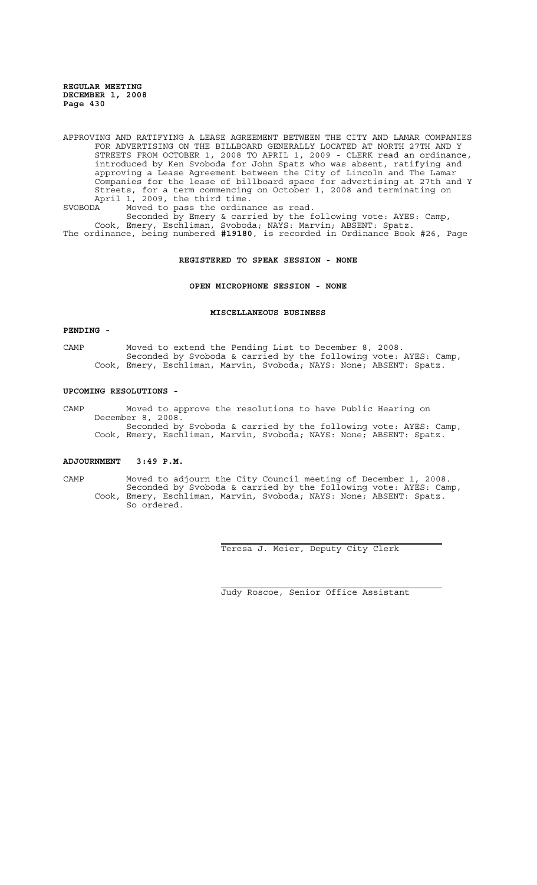APPROVING AND RATIFYING A LEASE AGREEMENT BETWEEN THE CITY AND LAMAR COMPANIES FOR ADVERTISING ON THE BILLBOARD GENERALLY LOCATED AT NORTH 27TH AND Y STREETS FROM OCTOBER 1, 2008 TO APRIL 1, 2009 - CLERK read an ordinance, introduced by Ken Svoboda for John Spatz who was absent, ratifying and approving a Lease Agreement between the City of Lincoln and The Lamar Companies for the lease of billboard space for advertising at 27th and Y Streets, for a term commencing on October 1, 2008 and terminating on April 1, 2009, the third time.

SVOBODA Moved to pass the ordinance as read.
Seconded by Emery & carried by the following vote: AYES: Camp, Cook, Emery, Eschliman, Svoboda; NAYS: Marvin; ABSENT: Spatz.

The ordinance, being numbered **#19180**, is recorded in Ordinance Book #26, Page

**REGISTERED TO SPEAK SESSION - NONE**

**OPEN MICROPHONE SESSION - NONE**

**MISCELLANEOUS BUSINESS**

**PENDING -**

CAMP Moved to extend the Pending List to December 8, 2008.
Seconded by Svoboda & carried by the following vote: AYES: Camp, Cook, Emery, Eschliman, Marvin, Svoboda; NAYS: None; ABSENT: Spatz.

**UPCOMING RESOLUTIONS -**

CAMP Moved to approve the resolutions to have Public Hearing on December 8, 2008.
Seconded by Svoboda & carried by the following vote: AYES: Camp, Cook, Emery, Eschliman, Marvin, Svoboda; NAYS: None; ABSENT: Spatz.

**ADJOURNMENT 3:49 P.M.**

CAMP Moved to adjourn the City Council meeting of December 1, 2008.
Seconded by Svoboda & carried by the following vote: AYES: Camp, Cook, Emery, Eschliman, Marvin, Svoboda; NAYS: None; ABSENT: Spatz.
So ordered.

Teresa J. Meier, Deputy City Clerk

Judy Roscoe, Senior Office Assistant